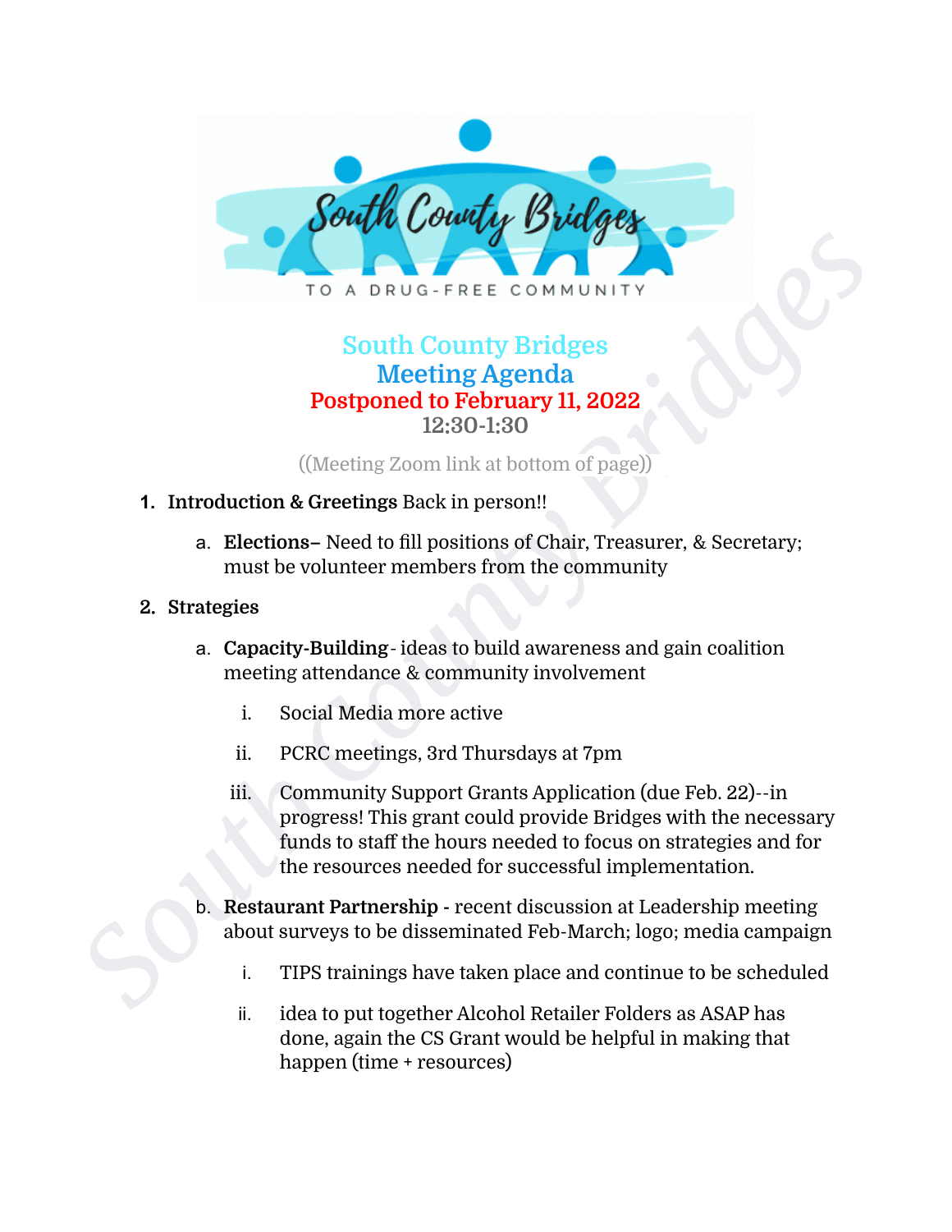# South County Bridges

## Meeting Agenda

**Postponed to February 11, 2022**

**12:30-1:30**

((Meeting Zoom link at bottom of page))

1. **Introduction & Greetings** Back in person!!
   a. **Elections–** Need to fill positions of Chair, Treasurer, & Secretary; must be volunteer members from the community
2. **Strategies**
   a. **Capacity-Building**- ideas to build awareness and gain coalition meeting attendance & community involvement
      i. Social Media more active
      ii. PCRC meetings, 3rd Thursdays at 7pm
      iii. Community Support Grants Application (due Feb. 22)--in progress! This grant could provide Bridges with the necessary funds to staff the hours needed to focus on strategies and for the resources needed for successful implementation.
   b. **Restaurant Partnership -** recent discussion at Leadership meeting about surveys to be disseminated Feb-March; logo; media campaign
      i. TIPS trainings have taken place and continue to be scheduled
      ii. idea to put together Alcohol Retailer Folders as ASAP has done, again the CS Grant would be helpful in making that happen (time + resources)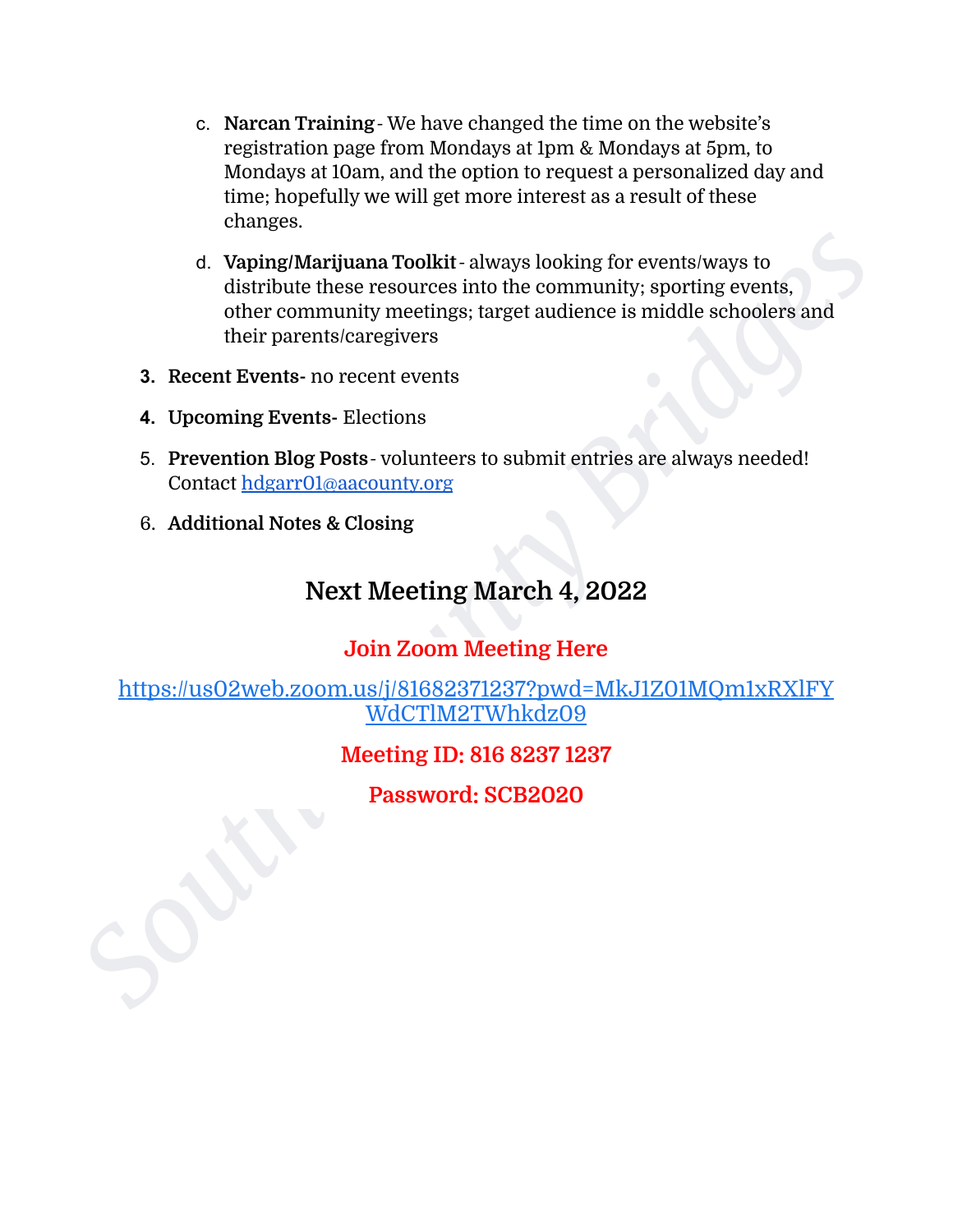c. **Narcan Training** - We have changed the time on the website's registration page from Mondays at 1pm & Mondays at 5pm, to Mondays at 10am, and the option to request a personalized day and time; hopefully we will get more interest as a result of these changes.

   d. **Vaping/Marijuana Toolkit** - always looking for events/ways to distribute these resources into the community; sporting events, other community meetings; target audience is middle schoolers and their parents/caregivers

3. **Recent Events-** no recent events

4. **Upcoming Events-** Elections

5. **Prevention Blog Posts** - volunteers to submit entries are always needed! Contact [hdgarr01@aacounty.org](mailto:hdgarr01@aacounty.org)

6. **Additional Notes & Closing**

## Next Meeting March 4, 2022

**Join Zoom Meeting Here**

[https://us02web.zoom.us/j/81682371237?pwd=MkJ1Z01MQm1xRXlFYWdCTlM2TWhkdz09](https://us02web.zoom.us/j/81682371237?pwd=MkJ1Z01MQm1xRXlFYWdCTlM2TWhkdz09)

**Meeting ID: 816 8237 1237**

**Password: SCB2020**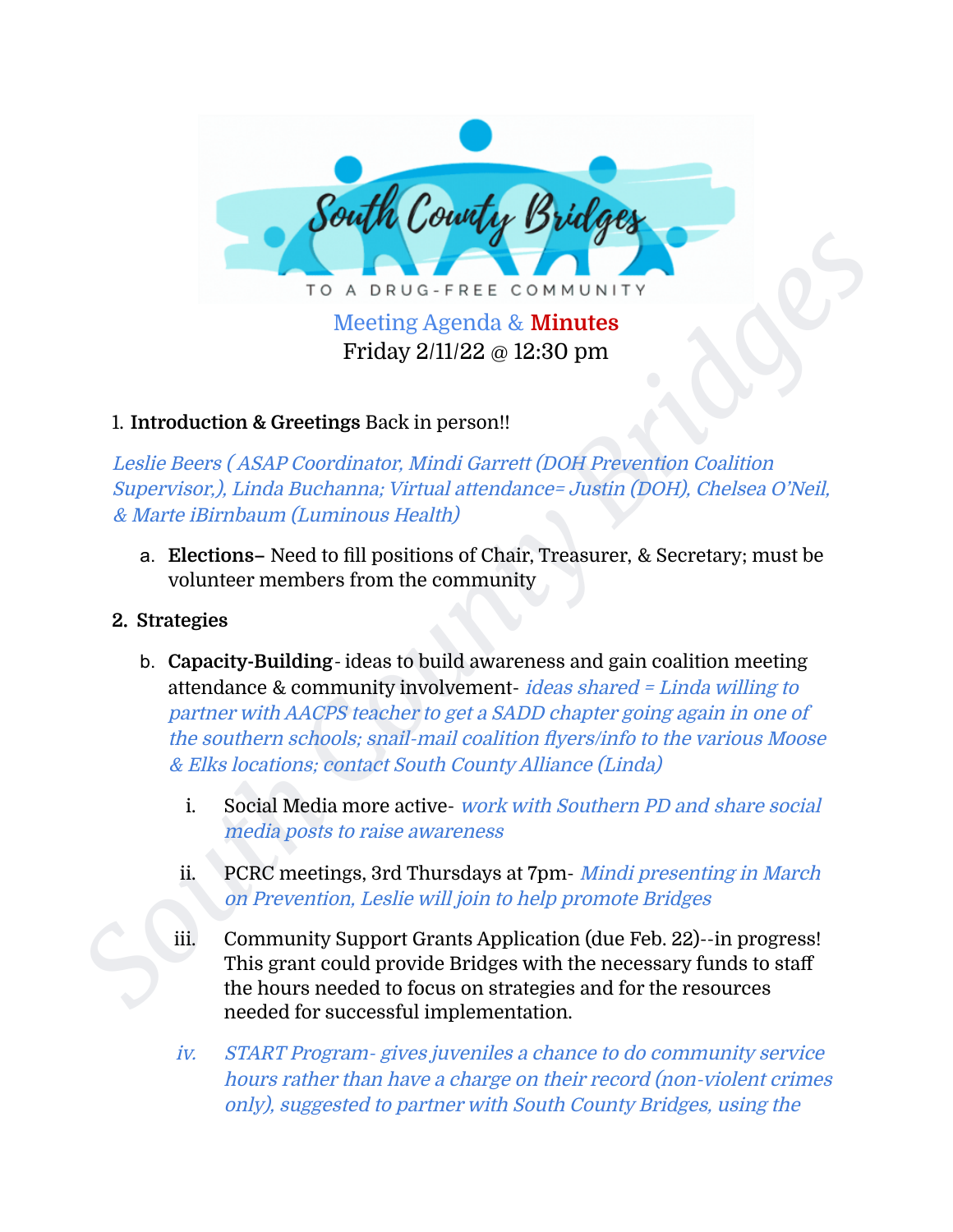South County Bridges
TO A DRUG-FREE COMMUNITY

Meeting Agenda & Minutes
Friday 2/11/22 @ 12:30 pm

1. **Introduction & Greetings** Back in person!!

*Leslie Beers ( ASAP Coordinator, Mindi Garrett (DOH Prevention Coalition Supervisor,), Linda Buchanna; Virtual attendance= Justin (DOH), Chelsea O'Neil, & Marte iBirnbaum (Luminous Health)*

   a. **Elections–** Need to fill positions of Chair, Treasurer, & Secretary; must be volunteer members from the community

2. **Strategies**

   b. **Capacity-Building**- ideas to build awareness and gain coalition meeting attendance & community involvement- *ideas shared = Linda willing to partner with AACPS teacher to get a SADD chapter going again in one of the southern schools; snail-mail coalition flyers/info to the various Moose & Elks locations; contact South County Alliance (Linda)*

      i. Social Media more active- *work with Southern PD and share social media posts to raise awareness*

      ii. PCRC meetings, 3rd Thursdays at 7pm- *Mindi presenting in March on Prevention, Leslie will join to help promote Bridges*

      iii. Community Support Grants Application (due Feb. 22)--in progress! This grant could provide Bridges with the necessary funds to staff the hours needed to focus on strategies and for the resources needed for successful implementation.

      *iv. START Program- gives juveniles a chance to do community service hours rather than have a charge on their record (non-violent crimes only), suggested to partner with South County Bridges, using the*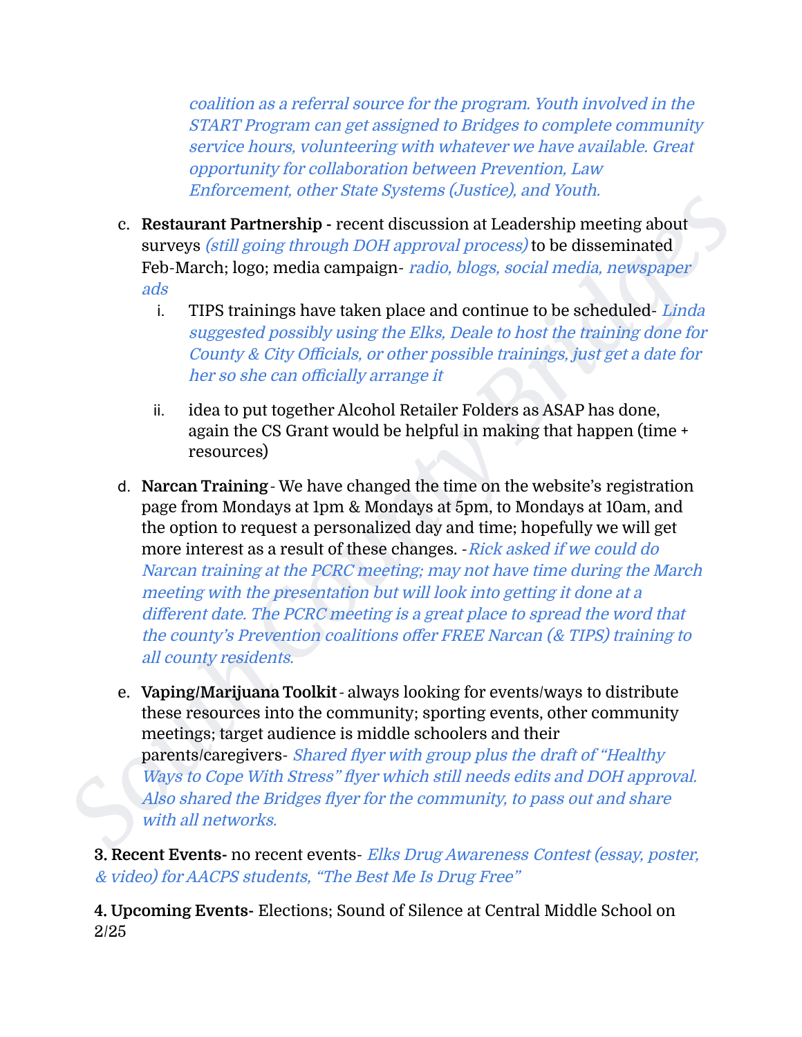*coalition as a referral source for the program. Youth involved in the START Program can get assigned to Bridges to complete community service hours, volunteering with whatever we have available. Great opportunity for collaboration between Prevention, Law Enforcement, other State Systems (Justice), and Youth.*

c. **Restaurant Partnership -** recent discussion at Leadership meeting about surveys *(still going through DOH approval process)* to be disseminated Feb-March; logo; media campaign- *radio, blogs, social media, newspaper ads*

   i. TIPS trainings have taken place and continue to be scheduled- *Linda suggested possibly using the Elks, Deale to host the training done for County & City Officials, or other possible trainings, just get a date for her so she can officially arrange it*

   ii. idea to put together Alcohol Retailer Folders as ASAP has done, again the CS Grant would be helpful in making that happen (time + resources)

d. **Narcan Training** - We have changed the time on the website's registration page from Mondays at 1pm & Mondays at 5pm, to Mondays at 10am, and the option to request a personalized day and time; hopefully we will get more interest as a result of these changes. -*Rick asked if we could do Narcan training at the PCRC meeting; may not have time during the March meeting with the presentation but will look into getting it done at a different date. The PCRC meeting is a great place to spread the word that the county's Prevention coalitions offer FREE Narcan (& TIPS) training to all county residents.*

e. **Vaping/Marijuana Toolkit** - always looking for events/ways to distribute these resources into the community; sporting events, other community meetings; target audience is middle schoolers and their parents/caregivers- *Shared flyer with group plus the draft of "Healthy Ways to Cope With Stress" flyer which still needs edits and DOH approval. Also shared the Bridges flyer for the community, to pass out and share with all networks.*

**3. Recent Events-** no recent events- *Elks Drug Awareness Contest (essay, poster, & video) for AACPS students, "The Best Me Is Drug Free"*

**4. Upcoming Events-** Elections; Sound of Silence at Central Middle School on 2/25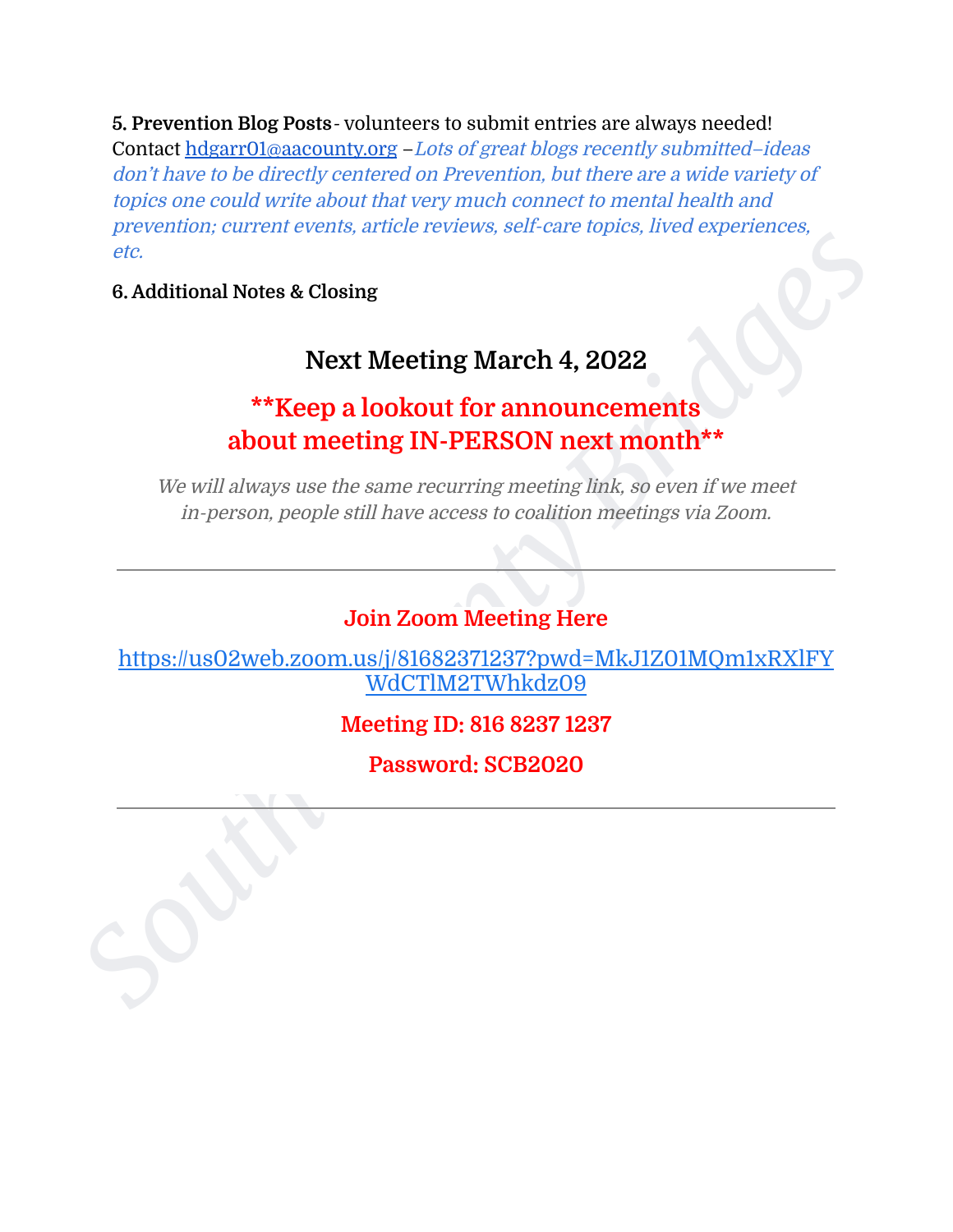**5. Prevention Blog Posts** - volunteers to submit entries are always needed! Contact hdgarr01@aacounty.org –*Lots of great blogs recently submitted–ideas don't have to be directly centered on Prevention, but there are a wide variety of topics one could write about that very much connect to mental health and prevention; current events, article reviews, self-care topics, lived experiences, etc.*

**6. Additional Notes & Closing**

## Next Meeting March 4, 2022

## **Keep a lookout for announcements about meeting IN-PERSON next month**

*We will always use the same recurring meeting link, so even if we meet in-person, people still have access to coalition meetings via Zoom.*

---

**Join Zoom Meeting Here**

https://us02web.zoom.us/j/81682371237?pwd=MkJ1Z01MQm1xRXlFYWdCTlM2TWhkdz09

**Meeting ID: 816 8237 1237**

**Password: SCB2020**

---